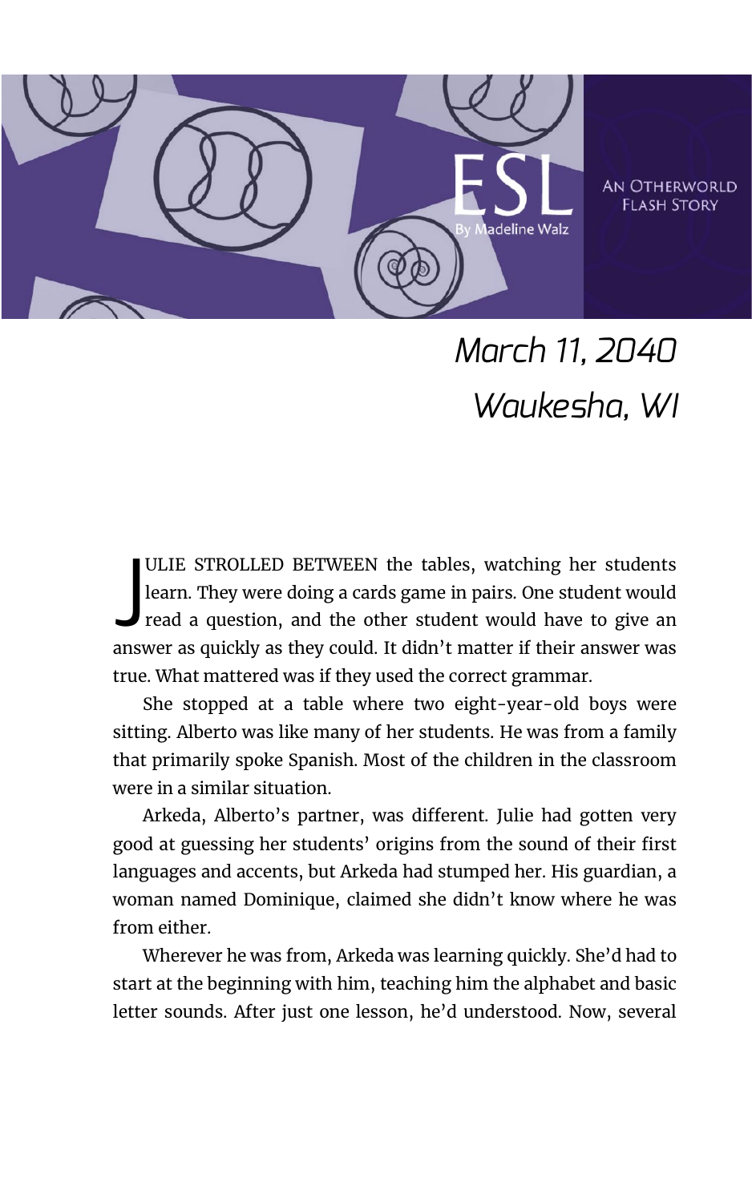# ESL

By Madeline Walz

AN OTHERWORLD FLASH STORY

*March 11, 2040*
*Waukesha, WI*

JULIE STROLLED BETWEEN the tables, watching her students learn. They were doing a cards game in pairs. One student would read a question, and the other student would have to give an answer as quickly as they could. It didn't matter if their answer was true. What mattered was if they used the correct grammar.

She stopped at a table where two eight-year-old boys were sitting. Alberto was like many of her students. He was from a family that primarily spoke Spanish. Most of the children in the classroom were in a similar situation.

Arkeda, Alberto's partner, was different. Julie had gotten very good at guessing her students' origins from the sound of their first languages and accents, but Arkeda had stumped her. His guardian, a woman named Dominique, claimed she didn't know where he was from either.

Wherever he was from, Arkeda was learning quickly. She'd had to start at the beginning with him, teaching him the alphabet and basic letter sounds. After just one lesson, he'd understood. Now, several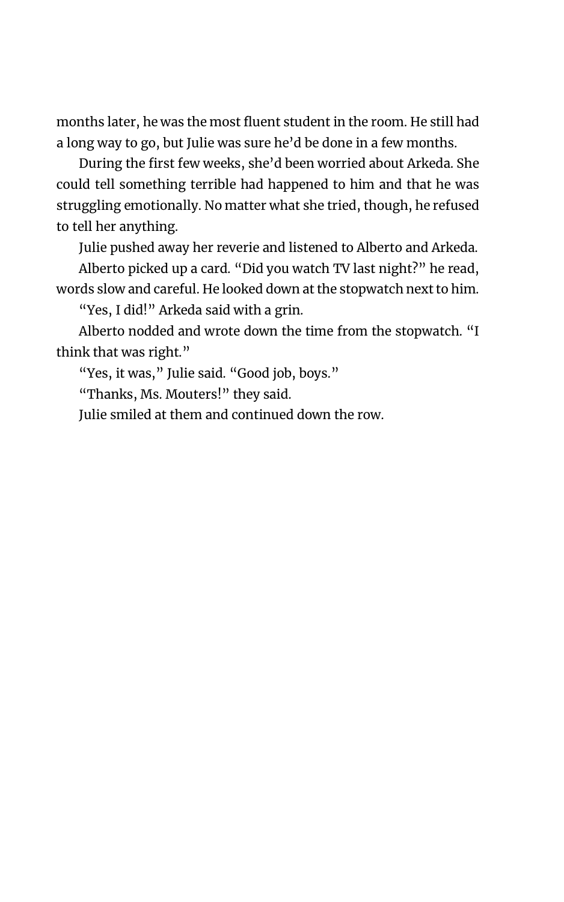months later, he was the most fluent student in the room. He still had a long way to go, but Julie was sure he'd be done in a few months.

During the first few weeks, she'd been worried about Arkeda. She could tell something terrible had happened to him and that he was struggling emotionally. No matter what she tried, though, he refused to tell her anything.

Julie pushed away her reverie and listened to Alberto and Arkeda.

Alberto picked up a card. "Did you watch TV last night?" he read, words slow and careful. He looked down at the stopwatch next to him.

"Yes, I did!" Arkeda said with a grin.

Alberto nodded and wrote down the time from the stopwatch. "I think that was right."

"Yes, it was," Julie said. "Good job, boys."

"Thanks, Ms. Mouters!" they said.

Julie smiled at them and continued down the row.